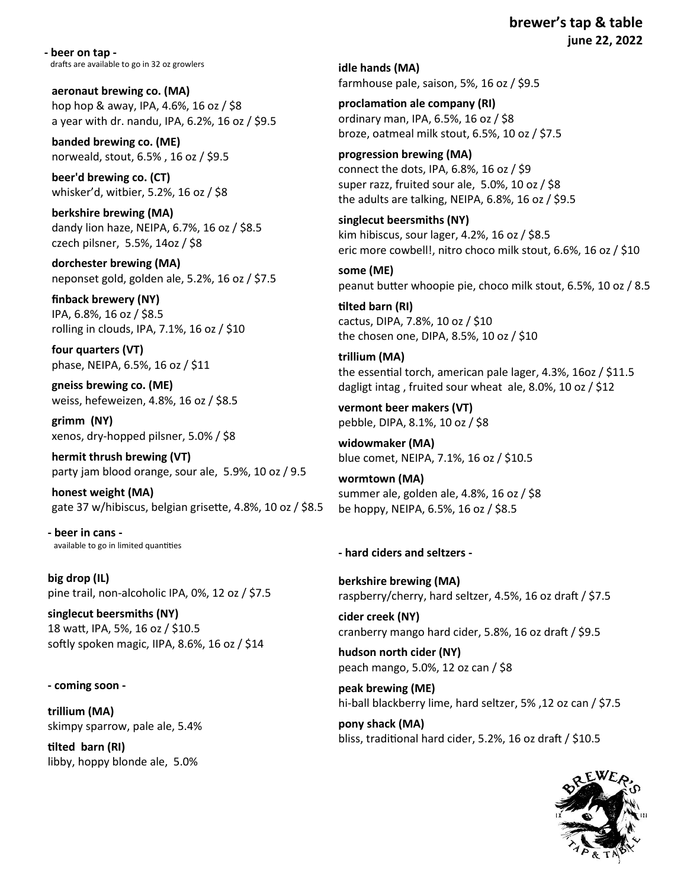# brewer's tap & table

**june 22, 2022**

**- beer on tap -**

drafts are available to go in 32 oz growlers

**aeronaut brewing co. (MA)**
hop hop & away, IPA, 4.6%, 16 oz / $8
a year with dr. nandu, IPA, 6.2%, 16 oz / $9.5

**banded brewing co. (ME)**
norweald, stout, 6.5% , 16 oz / $9.5

**beer'd brewing co. (CT)**
whisker'd, witbier, 5.2%, 16 oz / $8

**berkshire brewing (MA)**
dandy lion haze, NEIPA, 6.7%, 16 oz / $8.5
czech pilsner, 5.5%, 14oz / $8

**dorchester brewing (MA)**
neponset gold, golden ale, 5.2%, 16 oz / $7.5

**finback brewery (NY)**
IPA, 6.8%, 16 oz / $8.5
rolling in clouds, IPA, 7.1%, 16 oz / $10

**four quarters (VT)**
phase, NEIPA, 6.5%, 16 oz / $11

**gneiss brewing co. (ME)**
weiss, hefeweizen, 4.8%, 16 oz / $8.5

**grimm (NY)**
xenos, dry-hopped pilsner, 5.0% / $8

**hermit thrush brewing (VT)**
party jam blood orange, sour ale, 5.9%, 10 oz / 9.5

**honest weight (MA)**
gate 37 w/hibiscus, belgian grisette, 4.8%, 10 oz / $8.5

**idle hands (MA)**
farmhouse pale, saison, 5%, 16 oz / $9.5

**proclamation ale company (RI)**
ordinary man, IPA, 6.5%, 16 oz / $8
broze, oatmeal milk stout, 6.5%, 10 oz / $7.5

**progression brewing (MA)**
connect the dots, IPA, 6.8%, 16 oz / $9
super razz, fruited sour ale, 5.0%, 10 oz / $8
the adults are talking, NEIPA, 6.8%, 16 oz / $9.5

**singlecut beersmiths (NY)**
kim hibiscus, sour lager, 4.2%, 16 oz / $8.5
eric more cowbell!, nitro choco milk stout, 6.6%, 16 oz / $10

**some (ME)**
peanut butter whoopie pie, choco milk stout, 6.5%, 10 oz / 8.5

**tilted barn (RI)**
cactus, DIPA, 7.8%, 10 oz / $10
the chosen one, DIPA, 8.5%, 10 oz / $10

**trillium (MA)**
the essential torch, american pale lager, 4.3%, 16oz / $11.5
dagligt intag , fruited sour wheat ale, 8.0%, 10 oz / $12

**vermont beer makers (VT)**
pebble, DIPA, 8.1%, 10 oz / $8

**widowmaker (MA)**
blue comet, NEIPA, 7.1%, 16 oz / $10.5

**wormtown (MA)**
summer ale, golden ale, 4.8%, 16 oz / $8
be hoppy, NEIPA, 6.5%, 16 oz / $8.5

**- beer in cans -**

available to go in limited quantities

**big drop (IL)**
pine trail, non-alcoholic IPA, 0%, 12 oz / $7.5

**singlecut beersmiths (NY)**
18 watt, IPA, 5%, 16 oz / $10.5
softly spoken magic, IIPA, 8.6%, 16 oz / $14

**- coming soon -**

**trillium (MA)**
skimpy sparrow, pale ale, 5.4%

**tilted barn (RI)**
libby, hoppy blonde ale, 5.0%

**- hard ciders and seltzers -**

**berkshire brewing (MA)**
raspberry/cherry, hard seltzer, 4.5%, 16 oz draft / $7.5

**cider creek (NY)**
cranberry mango hard cider, 5.8%, 16 oz draft / $9.5

**hudson north cider (NY)**
peach mango, 5.0%, 12 oz can / $8

**peak brewing (ME)**
hi-ball blackberry lime, hard seltzer, 5% ,12 oz can / $7.5

**pony shack (MA)**
bliss, traditional hard cider, 5.2%, 16 oz draft / $10.5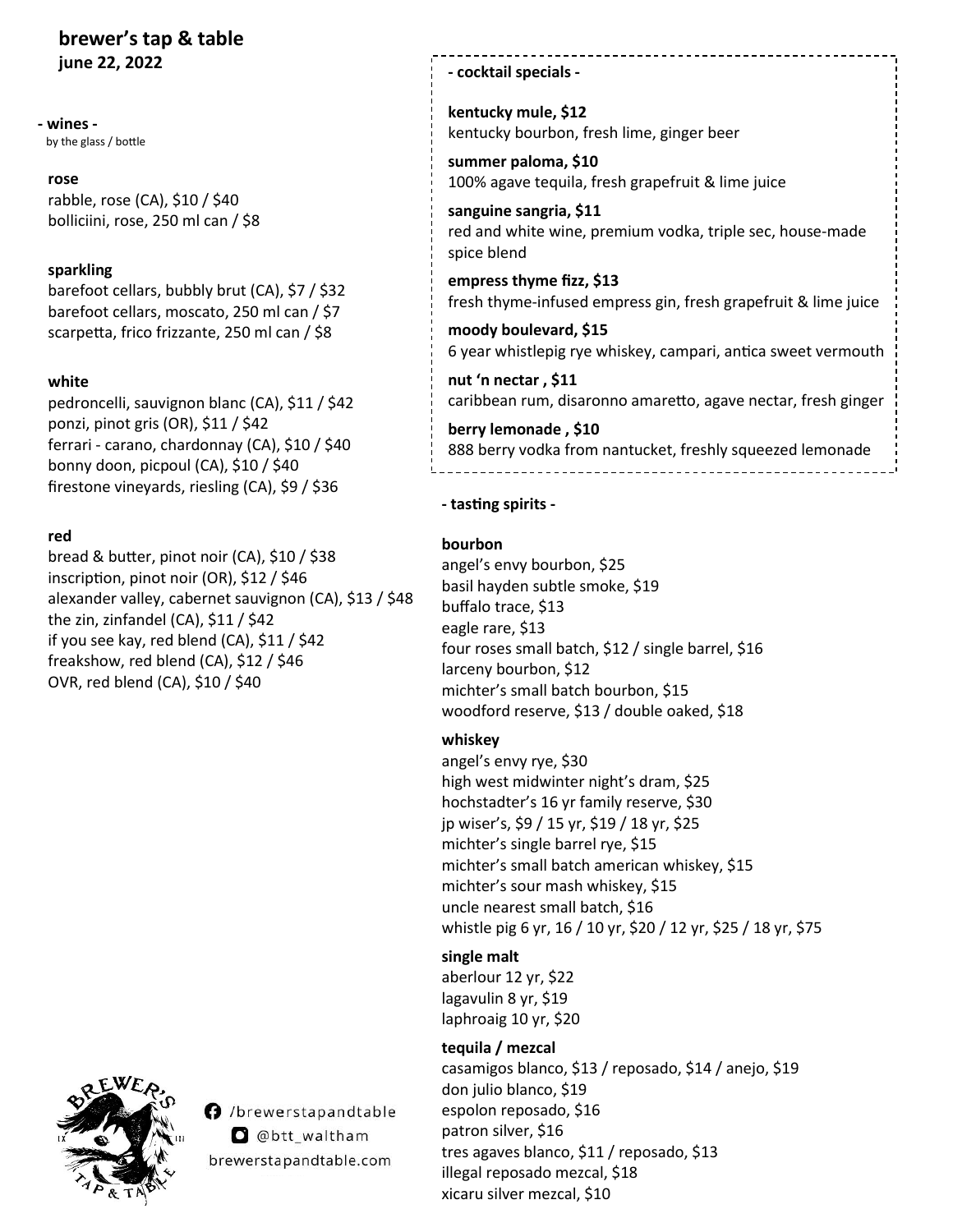# brewer's tap & table

**june 22, 2022**

## - wines -

by the glass / bottle

### rose

rabble, rose (CA), $10 / $40
bolliciini, rose, 250 ml can / $8

### sparkling

barefoot cellars, bubbly brut (CA), $7 / $32
barefoot cellars, moscato, 250 ml can / $7
scarpetta, frico frizzante, 250 ml can / $8

### white

pedroncelli, sauvignon blanc (CA), $11 / $42
ponzi, pinot gris (OR), $11 / $42
ferrari - carano, chardonnay (CA), $10 / $40
bonny doon, picpoul (CA), $10 / $40
firestone vineyards, riesling (CA), $9 / $36

### red

bread & butter, pinot noir (CA), $10 / $38
inscription, pinot noir (OR), $12 / $46
alexander valley, cabernet sauvignon (CA), $13 / $48
the zin, zinfandel (CA), $11 / $42
if you see kay, red blend (CA), $11 / $42
freakshow, red blend (CA), $12 / $46
OVR, red blend (CA), $10 / $40

/brewerstapandtable
@btt_waltham
brewerstapandtable.com

## - cocktail specials -

**kentucky mule, $12**
kentucky bourbon, fresh lime, ginger beer

**summer paloma, $10**
100% agave tequila, fresh grapefruit & lime juice

**sanguine sangria, $11**
red and white wine, premium vodka, triple sec, house-made spice blend

**empress thyme fizz, $13**
fresh thyme-infused empress gin, fresh grapefruit & lime juice

**moody boulevard, $15**
6 year whistlepig rye whiskey, campari, antica sweet vermouth

**nut 'n nectar , $11**
caribbean rum, disaronno amaretto, agave nectar, fresh ginger

**berry lemonade , $10**
888 berry vodka from nantucket, freshly squeezed lemonade

## - tasting spirits -

### bourbon

angel's envy bourbon, $25
basil hayden subtle smoke, $19
buffalo trace, $13
eagle rare, $13
four roses small batch, $12 / single barrel, $16
larceny bourbon, $12
michter's small batch bourbon, $15
woodford reserve, $13 / double oaked, $18

### whiskey

angel's envy rye, $30
high west midwinter night's dram, $25
hochstadter's 16 yr family reserve, $30
jp wiser's, $9 / 15 yr, $19 / 18 yr, $25
michter's single barrel rye, $15
michter's small batch american whiskey, $15
michter's sour mash whiskey, $15
uncle nearest small batch, $16
whistle pig 6 yr, 16 / 10 yr, $20 / 12 yr, $25 / 18 yr, $75

### single malt

aberlour 12 yr, $22
lagavulin 8 yr, $19
laphroaig 10 yr, $20

### tequila / mezcal

casamigos blanco, $13 / reposado, $14 / anejo, $19
don julio blanco, $19
espolon reposado, $16
patron silver, $16
tres agaves blanco, $11 / reposado, $13
illegal reposado mezcal, $18
xicaru silver mezcal, $10